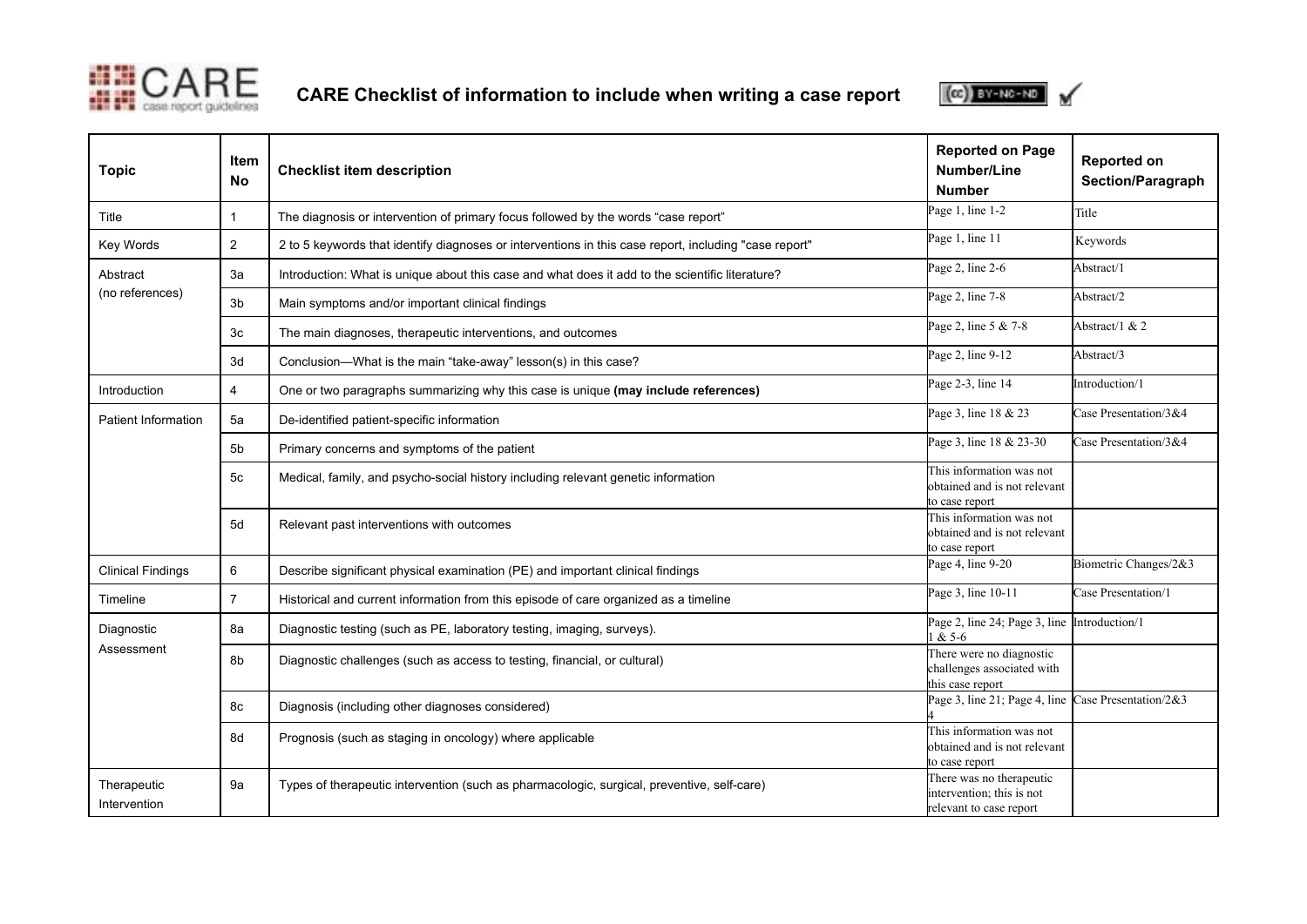# CARE Checklist of information to include when writing a case report

| Topic | Item No | Checklist item description | Reported on Page Number/Line Number | Reported on Section/Paragraph |
|---|---|---|---|---|
| Title | 1 | The diagnosis or intervention of primary focus followed by the words "case report" | Page 1, line 1-2 | Title |
| Key Words | 2 | 2 to 5 keywords that identify diagnoses or interventions in this case report, including "case report" | Page 1, line 11 | Keywords |
| Abstract (no references) | 3a | Introduction: What is unique about this case and what does it add to the scientific literature? | Page 2, line 2-6 | Abstract/1 |
| | 3b | Main symptoms and/or important clinical findings | Page 2, line 7-8 | Abstract/2 |
| | 3c | The main diagnoses, therapeutic interventions, and outcomes | Page 2, line 5 & 7-8 | Abstract/1 & 2 |
| | 3d | Conclusion—What is the main "take-away" lesson(s) in this case? | Page 2, line 9-12 | Abstract/3 |
| Introduction | 4 | One or two paragraphs summarizing why this case is unique **(may include references)** | Page 2-3, line 14 | Introduction/1 |
| Patient Information | 5a | De-identified patient-specific information | Page 3, line 18 & 23 | Case Presentation/3&4 |
| | 5b | Primary concerns and symptoms of the patient | Page 3, line 18 & 23-30 | Case Presentation/3&4 |
| | 5c | Medical, family, and psycho-social history including relevant genetic information | This information was not obtained and is not relevant to case report | |
| | 5d | Relevant past interventions with outcomes | This information was not obtained and is not relevant to case report | |
| Clinical Findings | 6 | Describe significant physical examination (PE) and important clinical findings | Page 4, line 9-20 | Biometric Changes/2&3 |
| Timeline | 7 | Historical and current information from this episode of care organized as a timeline | Page 3, line 10-11 | Case Presentation/1 |
| Diagnostic Assessment | 8a | Diagnostic testing (such as PE, laboratory testing, imaging, surveys). | Page 2, line 24; Page 3, line 1 & 5-6 | Introduction/1 |
| | 8b | Diagnostic challenges (such as access to testing, financial, or cultural) | There were no diagnostic challenges associated with this case report | |
| | 8c | Diagnosis (including other diagnoses considered) | Page 3, line 21; Page 4, line 4 | Case Presentation/2&3 |
| | 8d | Prognosis (such as staging in oncology) where applicable | This information was not obtained and is not relevant to case report | |
| Therapeutic Intervention | 9a | Types of therapeutic intervention (such as pharmacologic, surgical, preventive, self-care) | There was no therapeutic intervention; this is not relevant to case report | |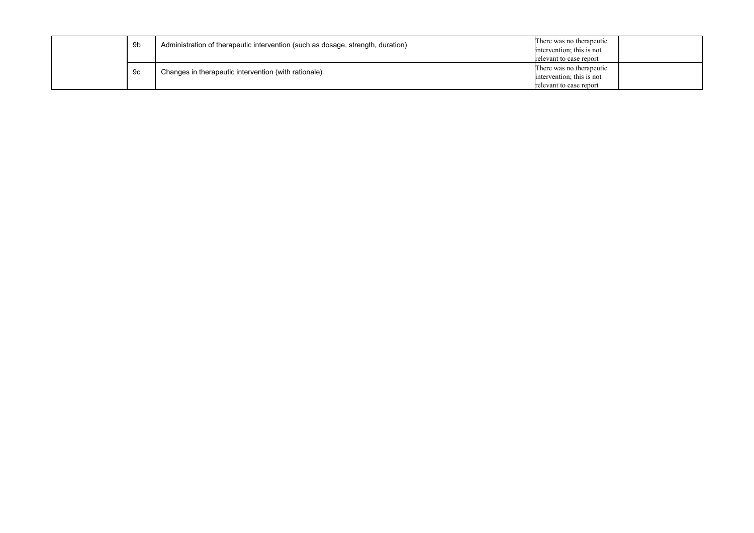| | | | | |
|---|---|---|---|---|
| | 9b | Administration of therapeutic intervention (such as dosage, strength, duration) | There was no therapeutic intervention; this is not relevant to case report | |
| | 9c | Changes in therapeutic intervention (with rationale) | There was no therapeutic intervention; this is not relevant to case report | |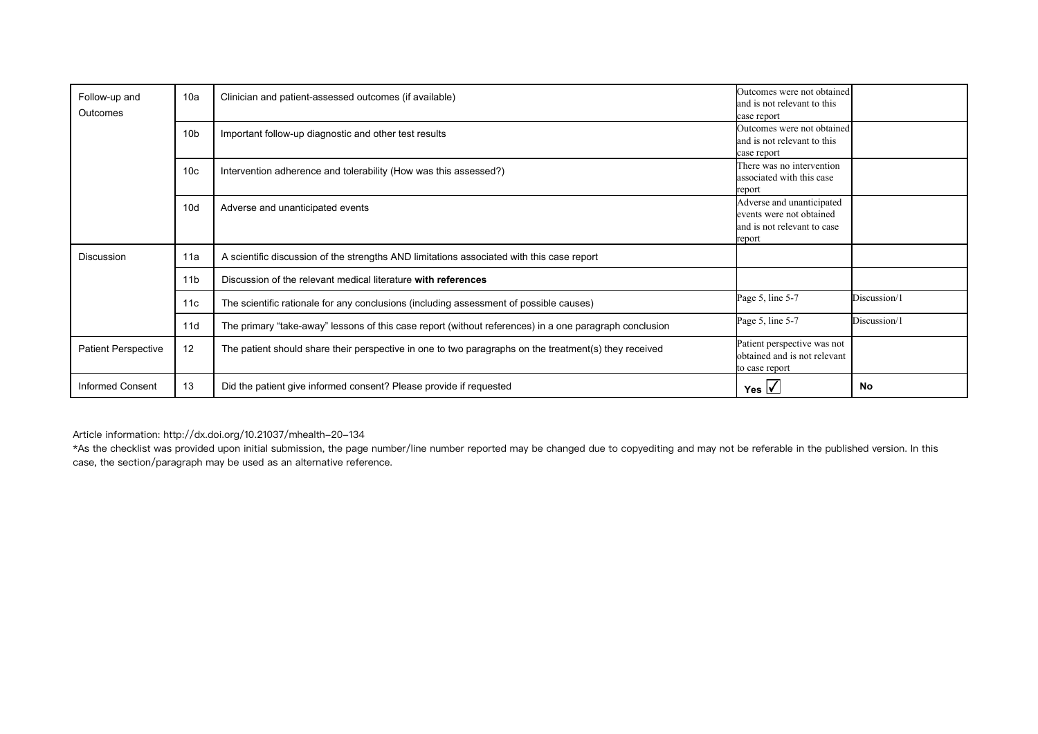| | | | | |
|---|---|---|---|---|
| Follow-up and Outcomes | 10a | Clinician and patient-assessed outcomes (if available) | Outcomes were not obtained and is not relevant to this case report | |
| | 10b | Important follow-up diagnostic and other test results | Outcomes were not obtained and is not relevant to this case report | |
| | 10c | Intervention adherence and tolerability (How was this assessed?) | There was no intervention associated with this case report | |
| | 10d | Adverse and unanticipated events | Adverse and unanticipated events were not obtained and is not relevant to case report | |
| Discussion | 11a | A scientific discussion of the strengths AND limitations associated with this case report | | |
| | 11b | Discussion of the relevant medical literature **with references** | | |
| | 11c | The scientific rationale for any conclusions (including assessment of possible causes) | Page 5, line 5-7 | Discussion/1 |
| | 11d | The primary "take-away" lessons of this case report (without references) in a one paragraph conclusion | Page 5, line 5-7 | Discussion/1 |
| Patient Perspective | 12 | The patient should share their perspective in one to two paragraphs on the treatment(s) they received | Patient perspective was not obtained and is not relevant to case report | |
| Informed Consent | 13 | Did the patient give informed consent? Please provide if requested | **Yes** ☑ | **No** |

Article information: http://dx.doi.org/10.21037/mhealth-20-134

*As the checklist was provided upon initial submission, the page number/line number reported may be changed due to copyediting and may not be referable in the published version. In this case, the section/paragraph may be used as an alternative reference.